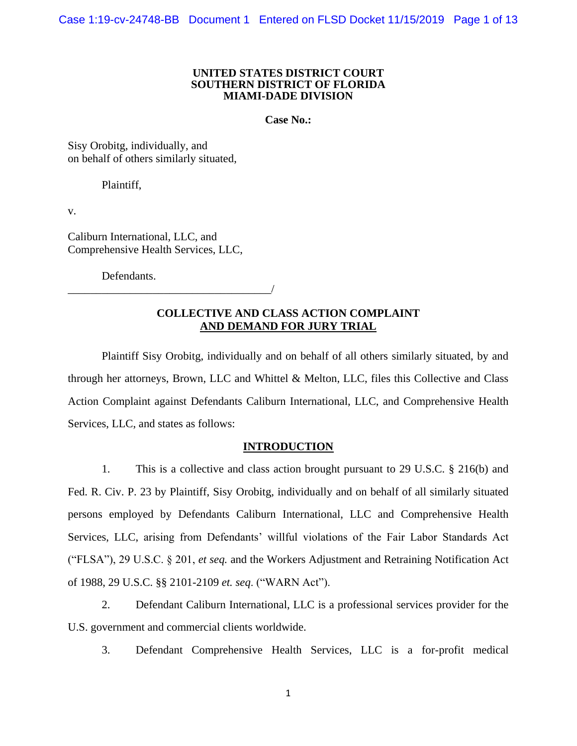**UNITED STATES DISTRICT COURT**
**SOUTHERN DISTRICT OF FLORIDA**
**MIAMI-DADE DIVISION**

**Case No.:**

Sisy Orobitg, individually, and
on behalf of others similarly situated,

Plaintiff,

v.

Caliburn International, LLC, and
Comprehensive Health Services, LLC,

Defendants.
_____________________________________/

**COLLECTIVE AND CLASS ACTION COMPLAINT**
**AND DEMAND FOR JURY TRIAL**

Plaintiff Sisy Orobitg, individually and on behalf of all others similarly situated, by and through her attorneys, Brown, LLC and Whittel & Melton, LLC, files this Collective and Class Action Complaint against Defendants Caliburn International, LLC, and Comprehensive Health Services, LLC, and states as follows:

## INTRODUCTION

1. This is a collective and class action brought pursuant to 29 U.S.C. § 216(b) and Fed. R. Civ. P. 23 by Plaintiff, Sisy Orobitg, individually and on behalf of all similarly situated persons employed by Defendants Caliburn International, LLC and Comprehensive Health Services, LLC, arising from Defendants' willful violations of the Fair Labor Standards Act ("FLSA"), 29 U.S.C. § 201, *et seq.* and the Workers Adjustment and Retraining Notification Act of 1988, 29 U.S.C. §§ 2101-2109 *et. seq*. ("WARN Act").

2. Defendant Caliburn International, LLC is a professional services provider for the U.S. government and commercial clients worldwide.

3. Defendant Comprehensive Health Services, LLC is a for-profit medical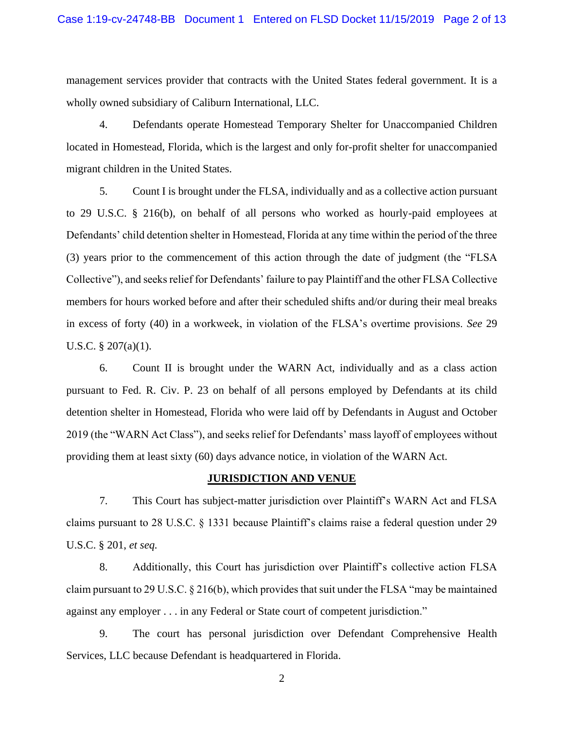management services provider that contracts with the United States federal government. It is a wholly owned subsidiary of Caliburn International, LLC.

4. Defendants operate Homestead Temporary Shelter for Unaccompanied Children located in Homestead, Florida, which is the largest and only for-profit shelter for unaccompanied migrant children in the United States.

5. Count I is brought under the FLSA, individually and as a collective action pursuant to 29 U.S.C. § 216(b), on behalf of all persons who worked as hourly-paid employees at Defendants' child detention shelter in Homestead, Florida at any time within the period of the three (3) years prior to the commencement of this action through the date of judgment (the "FLSA Collective"), and seeks relief for Defendants' failure to pay Plaintiff and the other FLSA Collective members for hours worked before and after their scheduled shifts and/or during their meal breaks in excess of forty (40) in a workweek, in violation of the FLSA's overtime provisions. *See* 29 U.S.C. § 207(a)(1).

6. Count II is brought under the WARN Act, individually and as a class action pursuant to Fed. R. Civ. P. 23 on behalf of all persons employed by Defendants at its child detention shelter in Homestead, Florida who were laid off by Defendants in August and October 2019 (the "WARN Act Class"), and seeks relief for Defendants' mass layoff of employees without providing them at least sixty (60) days advance notice, in violation of the WARN Act.

## JURISDICTION AND VENUE

7. This Court has subject-matter jurisdiction over Plaintiff's WARN Act and FLSA claims pursuant to 28 U.S.C. § 1331 because Plaintiff's claims raise a federal question under 29 U.S.C. § 201, *et seq.*

8. Additionally, this Court has jurisdiction over Plaintiff's collective action FLSA claim pursuant to 29 U.S.C. § 216(b), which provides that suit under the FLSA "may be maintained against any employer . . . in any Federal or State court of competent jurisdiction."

9. The court has personal jurisdiction over Defendant Comprehensive Health Services, LLC because Defendant is headquartered in Florida.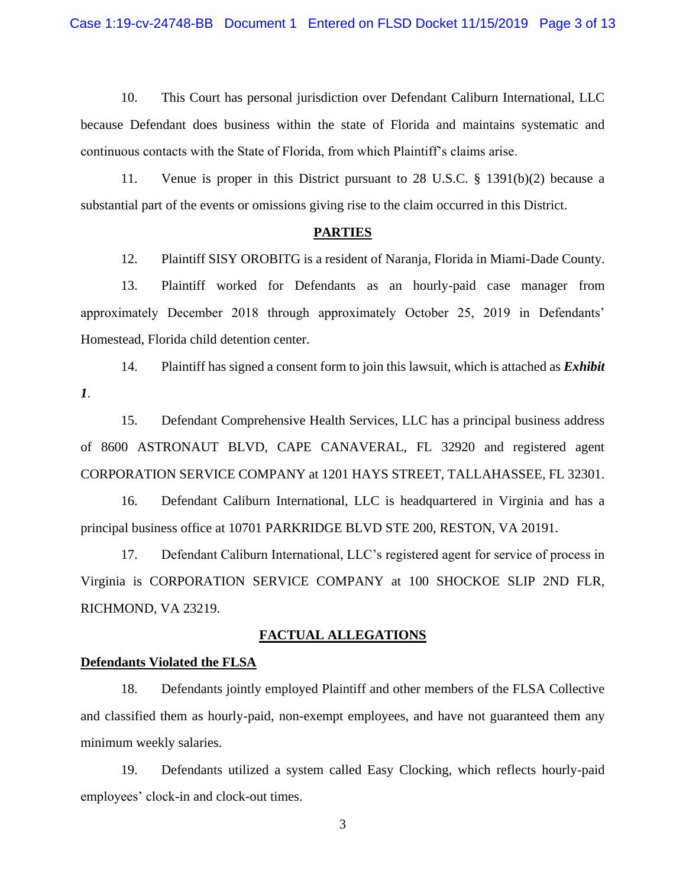10. This Court has personal jurisdiction over Defendant Caliburn International, LLC because Defendant does business within the state of Florida and maintains systematic and continuous contacts with the State of Florida, from which Plaintiff's claims arise.

11. Venue is proper in this District pursuant to 28 U.S.C. § 1391(b)(2) because a substantial part of the events or omissions giving rise to the claim occurred in this District.

## PARTIES

12. Plaintiff SISY OROBITG is a resident of Naranja, Florida in Miami-Dade County.

13. Plaintiff worked for Defendants as an hourly-paid case manager from approximately December 2018 through approximately October 25, 2019 in Defendants' Homestead, Florida child detention center.

14. Plaintiff has signed a consent form to join this lawsuit, which is attached as ***Exhibit 1***.

15. Defendant Comprehensive Health Services, LLC has a principal business address of 8600 ASTRONAUT BLVD, CAPE CANAVERAL, FL 32920 and registered agent CORPORATION SERVICE COMPANY at 1201 HAYS STREET, TALLAHASSEE, FL 32301.

16. Defendant Caliburn International, LLC is headquartered in Virginia and has a principal business office at 10701 PARKRIDGE BLVD STE 200, RESTON, VA 20191.

17. Defendant Caliburn International, LLC's registered agent for service of process in Virginia is CORPORATION SERVICE COMPANY at 100 SHOCKOE SLIP 2ND FLR, RICHMOND, VA 23219.

## FACTUAL ALLEGATIONS

### Defendants Violated the FLSA

18. Defendants jointly employed Plaintiff and other members of the FLSA Collective and classified them as hourly-paid, non-exempt employees, and have not guaranteed them any minimum weekly salaries.

19. Defendants utilized a system called Easy Clocking, which reflects hourly-paid employees' clock-in and clock-out times.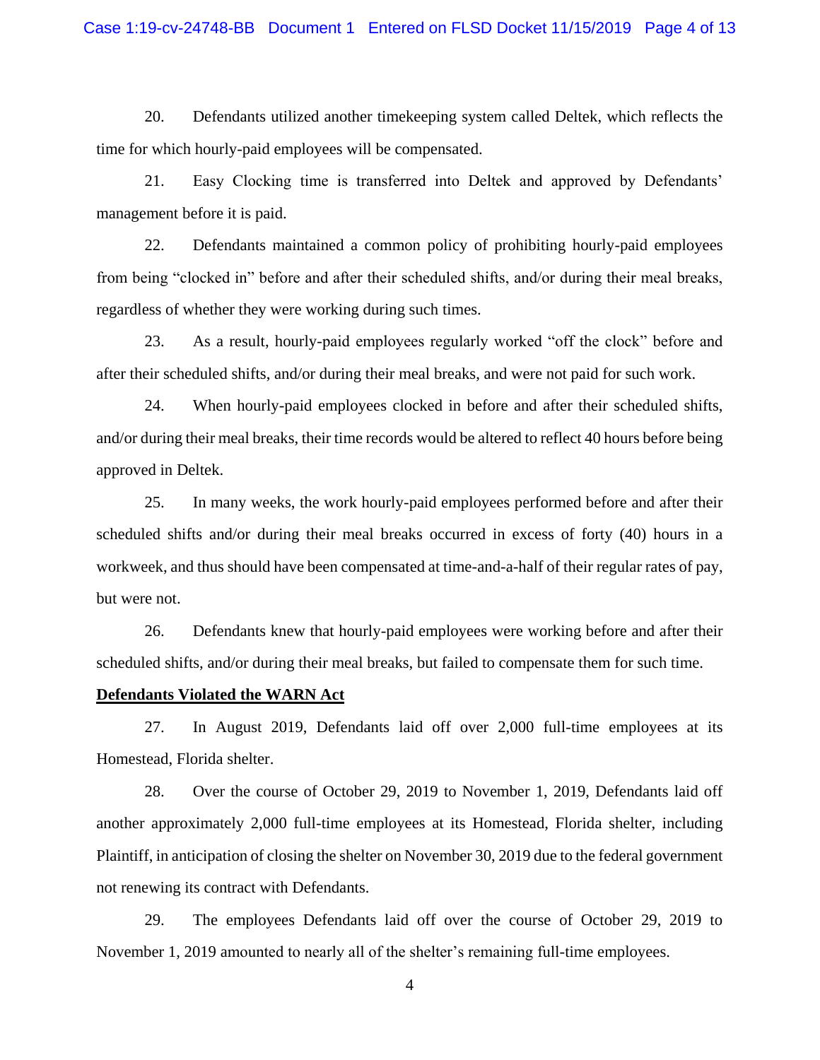20. Defendants utilized another timekeeping system called Deltek, which reflects the time for which hourly-paid employees will be compensated.

21. Easy Clocking time is transferred into Deltek and approved by Defendants' management before it is paid.

22. Defendants maintained a common policy of prohibiting hourly-paid employees from being "clocked in" before and after their scheduled shifts, and/or during their meal breaks, regardless of whether they were working during such times.

23. As a result, hourly-paid employees regularly worked "off the clock" before and after their scheduled shifts, and/or during their meal breaks, and were not paid for such work.

24. When hourly-paid employees clocked in before and after their scheduled shifts, and/or during their meal breaks, their time records would be altered to reflect 40 hours before being approved in Deltek.

25. In many weeks, the work hourly-paid employees performed before and after their scheduled shifts and/or during their meal breaks occurred in excess of forty (40) hours in a workweek, and thus should have been compensated at time-and-a-half of their regular rates of pay, but were not.

26. Defendants knew that hourly-paid employees were working before and after their scheduled shifts, and/or during their meal breaks, but failed to compensate them for such time.

**Defendants Violated the WARN Act**

27. In August 2019, Defendants laid off over 2,000 full-time employees at its Homestead, Florida shelter.

28. Over the course of October 29, 2019 to November 1, 2019, Defendants laid off another approximately 2,000 full-time employees at its Homestead, Florida shelter, including Plaintiff, in anticipation of closing the shelter on November 30, 2019 due to the federal government not renewing its contract with Defendants.

29. The employees Defendants laid off over the course of October 29, 2019 to November 1, 2019 amounted to nearly all of the shelter's remaining full-time employees.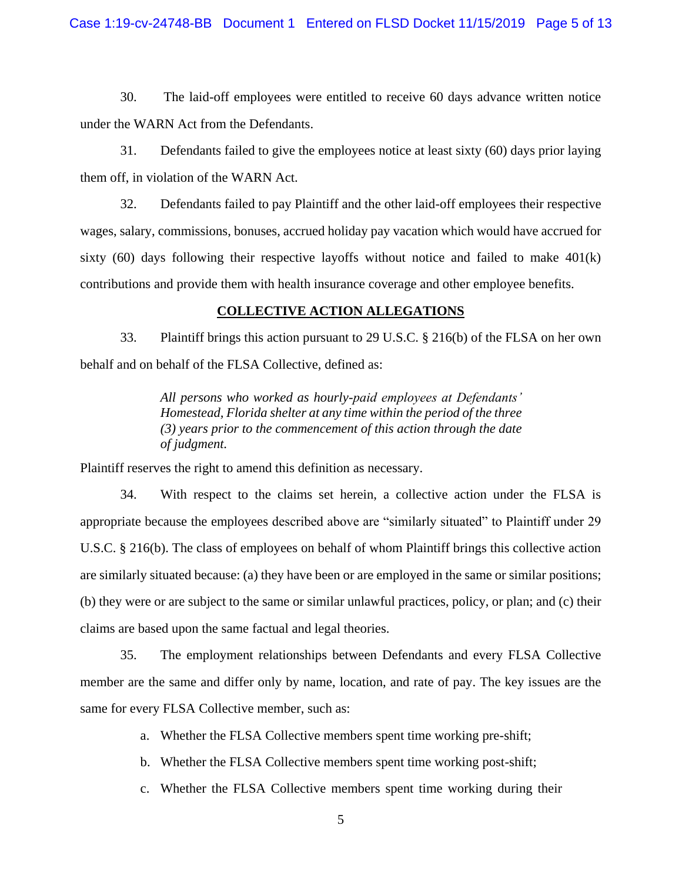30. The laid-off employees were entitled to receive 60 days advance written notice under the WARN Act from the Defendants.

31. Defendants failed to give the employees notice at least sixty (60) days prior laying them off, in violation of the WARN Act.

32. Defendants failed to pay Plaintiff and the other laid-off employees their respective wages, salary, commissions, bonuses, accrued holiday pay vacation which would have accrued for sixty (60) days following their respective layoffs without notice and failed to make 401(k) contributions and provide them with health insurance coverage and other employee benefits.

## COLLECTIVE ACTION ALLEGATIONS

33. Plaintiff brings this action pursuant to 29 U.S.C. § 216(b) of the FLSA on her own behalf and on behalf of the FLSA Collective, defined as:

> *All persons who worked as hourly-paid employees at Defendants' Homestead, Florida shelter at any time within the period of the three (3) years prior to the commencement of this action through the date of judgment.*

Plaintiff reserves the right to amend this definition as necessary.

34. With respect to the claims set herein, a collective action under the FLSA is appropriate because the employees described above are "similarly situated" to Plaintiff under 29 U.S.C. § 216(b). The class of employees on behalf of whom Plaintiff brings this collective action are similarly situated because: (a) they have been or are employed in the same or similar positions; (b) they were or are subject to the same or similar unlawful practices, policy, or plan; and (c) their claims are based upon the same factual and legal theories.

35. The employment relationships between Defendants and every FLSA Collective member are the same and differ only by name, location, and rate of pay. The key issues are the same for every FLSA Collective member, such as:

a. Whether the FLSA Collective members spent time working pre-shift;

b. Whether the FLSA Collective members spent time working post-shift;

c. Whether the FLSA Collective members spent time working during their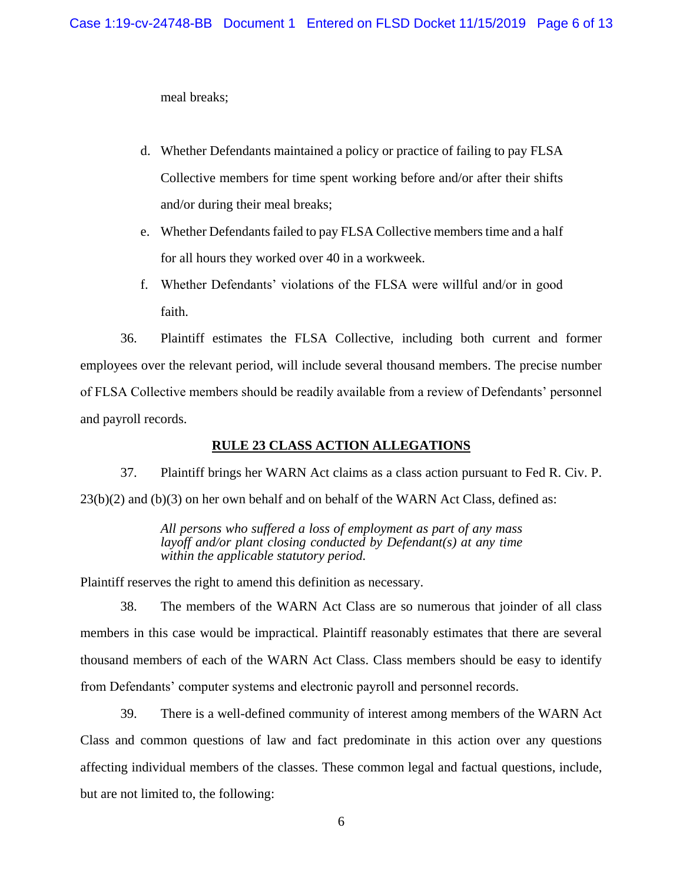meal breaks;

d. Whether Defendants maintained a policy or practice of failing to pay FLSA Collective members for time spent working before and/or after their shifts and/or during their meal breaks;

e. Whether Defendants failed to pay FLSA Collective members time and a half for all hours they worked over 40 in a workweek.

f. Whether Defendants' violations of the FLSA were willful and/or in good faith.

36. Plaintiff estimates the FLSA Collective, including both current and former employees over the relevant period, will include several thousand members. The precise number of FLSA Collective members should be readily available from a review of Defendants' personnel and payroll records.

## RULE 23 CLASS ACTION ALLEGATIONS

37. Plaintiff brings her WARN Act claims as a class action pursuant to Fed R. Civ. P. 23(b)(2) and (b)(3) on her own behalf and on behalf of the WARN Act Class, defined as:

> *All persons who suffered a loss of employment as part of any mass layoff and/or plant closing conducted by Defendant(s) at any time within the applicable statutory period.*

Plaintiff reserves the right to amend this definition as necessary.

38. The members of the WARN Act Class are so numerous that joinder of all class members in this case would be impractical. Plaintiff reasonably estimates that there are several thousand members of each of the WARN Act Class. Class members should be easy to identify from Defendants' computer systems and electronic payroll and personnel records.

39. There is a well-defined community of interest among members of the WARN Act Class and common questions of law and fact predominate in this action over any questions affecting individual members of the classes. These common legal and factual questions, include, but are not limited to, the following: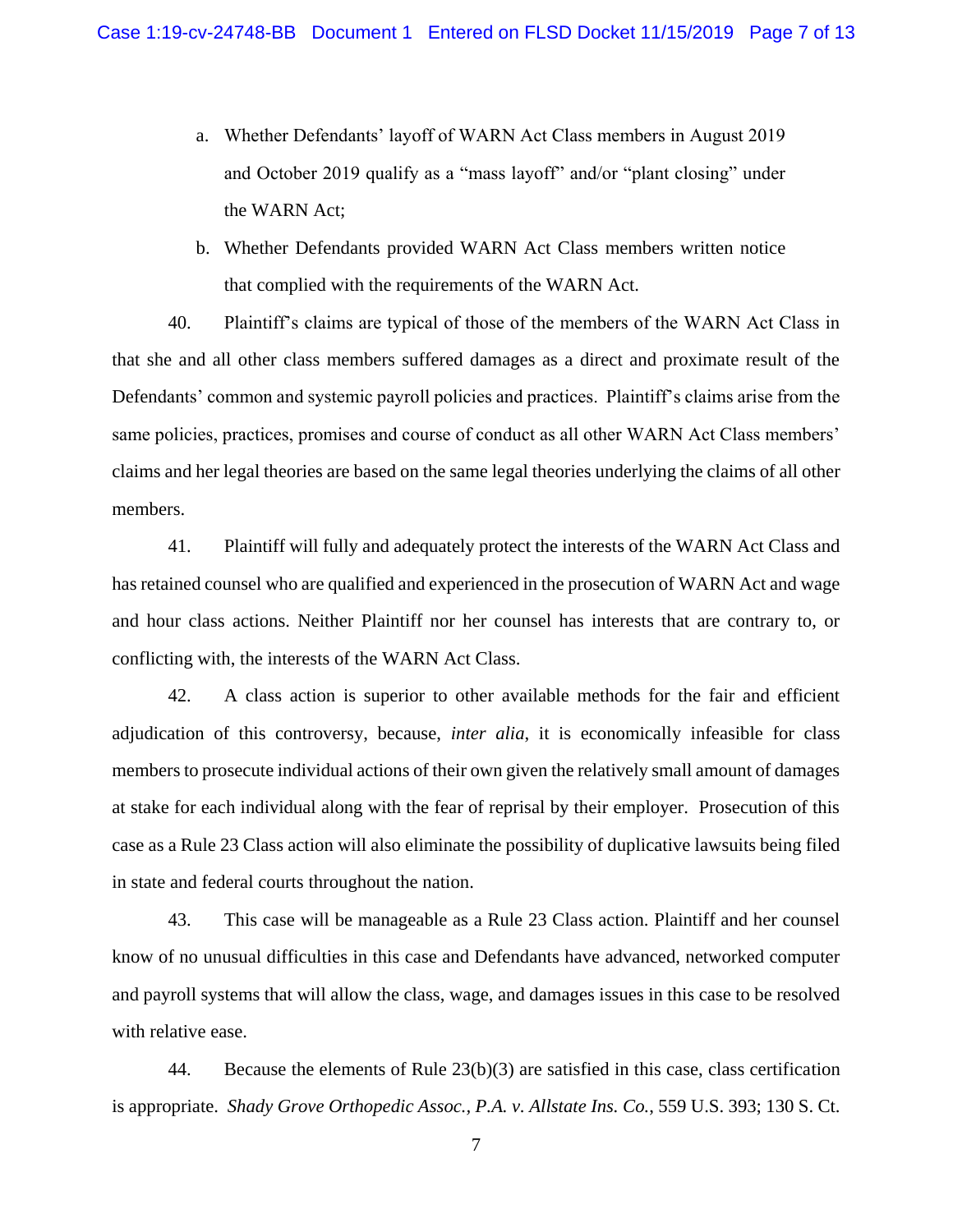a. Whether Defendants' layoff of WARN Act Class members in August 2019 and October 2019 qualify as a "mass layoff" and/or "plant closing" under the WARN Act;

b. Whether Defendants provided WARN Act Class members written notice that complied with the requirements of the WARN Act.

40. Plaintiff's claims are typical of those of the members of the WARN Act Class in that she and all other class members suffered damages as a direct and proximate result of the Defendants' common and systemic payroll policies and practices. Plaintiff's claims arise from the same policies, practices, promises and course of conduct as all other WARN Act Class members' claims and her legal theories are based on the same legal theories underlying the claims of all other members.

41. Plaintiff will fully and adequately protect the interests of the WARN Act Class and has retained counsel who are qualified and experienced in the prosecution of WARN Act and wage and hour class actions. Neither Plaintiff nor her counsel has interests that are contrary to, or conflicting with, the interests of the WARN Act Class.

42. A class action is superior to other available methods for the fair and efficient adjudication of this controversy, because, *inter alia*, it is economically infeasible for class members to prosecute individual actions of their own given the relatively small amount of damages at stake for each individual along with the fear of reprisal by their employer. Prosecution of this case as a Rule 23 Class action will also eliminate the possibility of duplicative lawsuits being filed in state and federal courts throughout the nation.

43. This case will be manageable as a Rule 23 Class action. Plaintiff and her counsel know of no unusual difficulties in this case and Defendants have advanced, networked computer and payroll systems that will allow the class, wage, and damages issues in this case to be resolved with relative ease.

44. Because the elements of Rule 23(b)(3) are satisfied in this case, class certification is appropriate. *Shady Grove Orthopedic Assoc., P.A. v. Allstate Ins. Co.*, 559 U.S. 393; 130 S. Ct.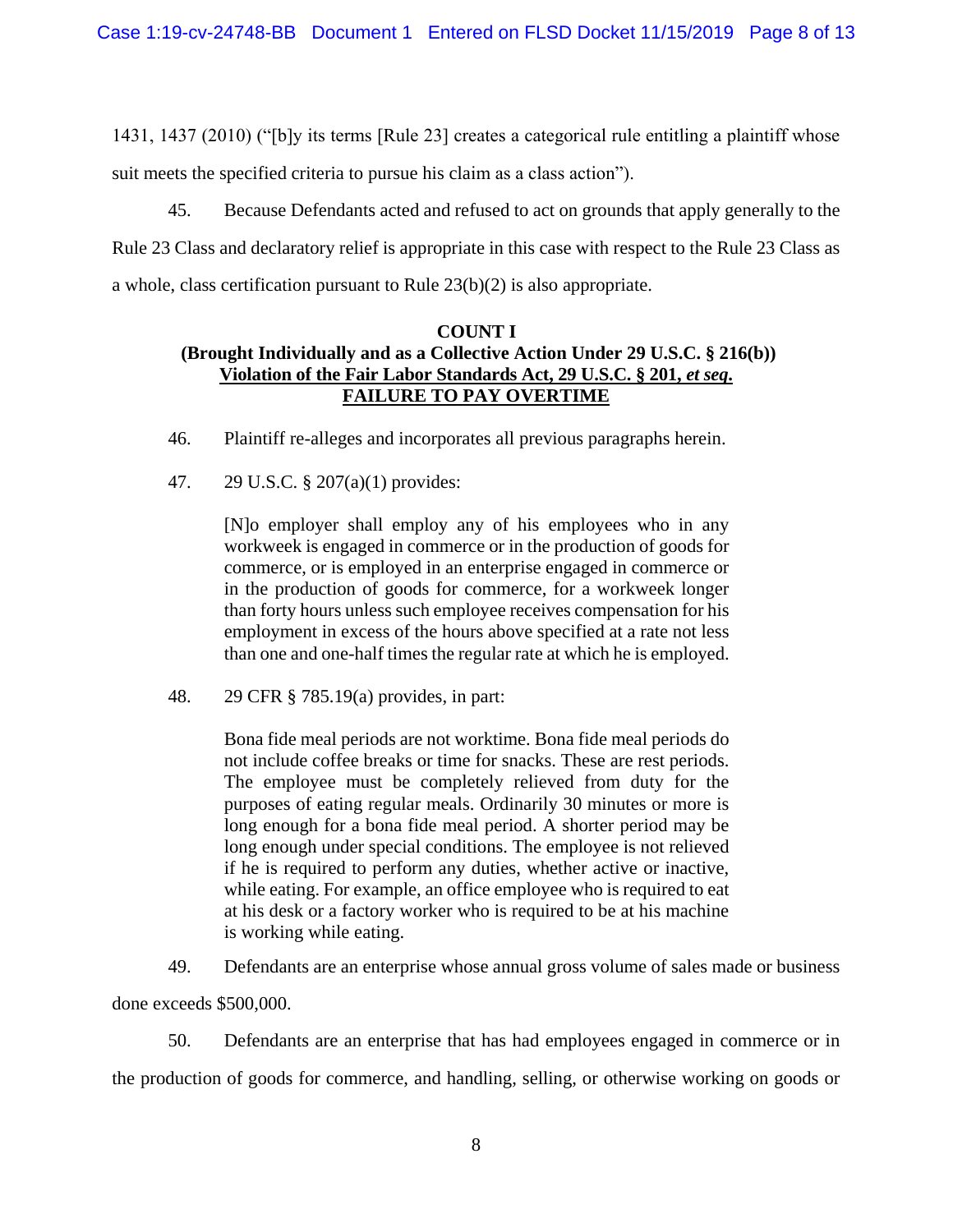1431, 1437 (2010) ("[b]y its terms [Rule 23] creates a categorical rule entitling a plaintiff whose suit meets the specified criteria to pursue his claim as a class action").

45. Because Defendants acted and refused to act on grounds that apply generally to the Rule 23 Class and declaratory relief is appropriate in this case with respect to the Rule 23 Class as a whole, class certification pursuant to Rule 23(b)(2) is also appropriate.

**COUNT I**
**(Brought Individually and as a Collective Action Under 29 U.S.C. § 216(b))**
**Violation of the Fair Labor Standards Act, 29 U.S.C. § 201, *et seq.***
**FAILURE TO PAY OVERTIME**

46. Plaintiff re-alleges and incorporates all previous paragraphs herein.

47. 29 U.S.C. § 207(a)(1) provides:

> [N]o employer shall employ any of his employees who in any workweek is engaged in commerce or in the production of goods for commerce, or is employed in an enterprise engaged in commerce or in the production of goods for commerce, for a workweek longer than forty hours unless such employee receives compensation for his employment in excess of the hours above specified at a rate not less than one and one-half times the regular rate at which he is employed.

48. 29 CFR § 785.19(a) provides, in part:

> Bona fide meal periods are not worktime. Bona fide meal periods do not include coffee breaks or time for snacks. These are rest periods. The employee must be completely relieved from duty for the purposes of eating regular meals. Ordinarily 30 minutes or more is long enough for a bona fide meal period. A shorter period may be long enough under special conditions. The employee is not relieved if he is required to perform any duties, whether active or inactive, while eating. For example, an office employee who is required to eat at his desk or a factory worker who is required to be at his machine is working while eating.

49. Defendants are an enterprise whose annual gross volume of sales made or business done exceeds $500,000.

50. Defendants are an enterprise that has had employees engaged in commerce or in the production of goods for commerce, and handling, selling, or otherwise working on goods or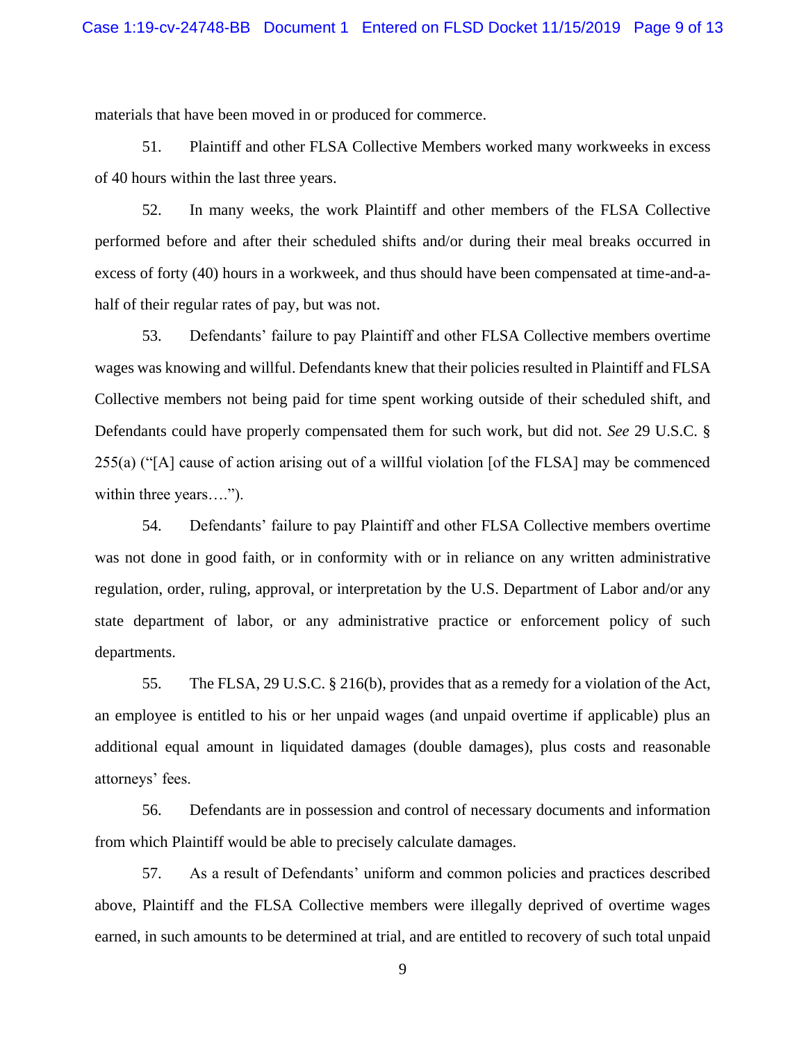materials that have been moved in or produced for commerce.

51. Plaintiff and other FLSA Collective Members worked many workweeks in excess of 40 hours within the last three years.

52. In many weeks, the work Plaintiff and other members of the FLSA Collective performed before and after their scheduled shifts and/or during their meal breaks occurred in excess of forty (40) hours in a workweek, and thus should have been compensated at time-and-a-half of their regular rates of pay, but was not.

53. Defendants' failure to pay Plaintiff and other FLSA Collective members overtime wages was knowing and willful. Defendants knew that their policies resulted in Plaintiff and FLSA Collective members not being paid for time spent working outside of their scheduled shift, and Defendants could have properly compensated them for such work, but did not. *See* 29 U.S.C. § 255(a) ("[A] cause of action arising out of a willful violation [of the FLSA] may be commenced within three years….").

54. Defendants' failure to pay Plaintiff and other FLSA Collective members overtime was not done in good faith, or in conformity with or in reliance on any written administrative regulation, order, ruling, approval, or interpretation by the U.S. Department of Labor and/or any state department of labor, or any administrative practice or enforcement policy of such departments.

55. The FLSA, 29 U.S.C. § 216(b), provides that as a remedy for a violation of the Act, an employee is entitled to his or her unpaid wages (and unpaid overtime if applicable) plus an additional equal amount in liquidated damages (double damages), plus costs and reasonable attorneys' fees.

56. Defendants are in possession and control of necessary documents and information from which Plaintiff would be able to precisely calculate damages.

57. As a result of Defendants' uniform and common policies and practices described above, Plaintiff and the FLSA Collective members were illegally deprived of overtime wages earned, in such amounts to be determined at trial, and are entitled to recovery of such total unpaid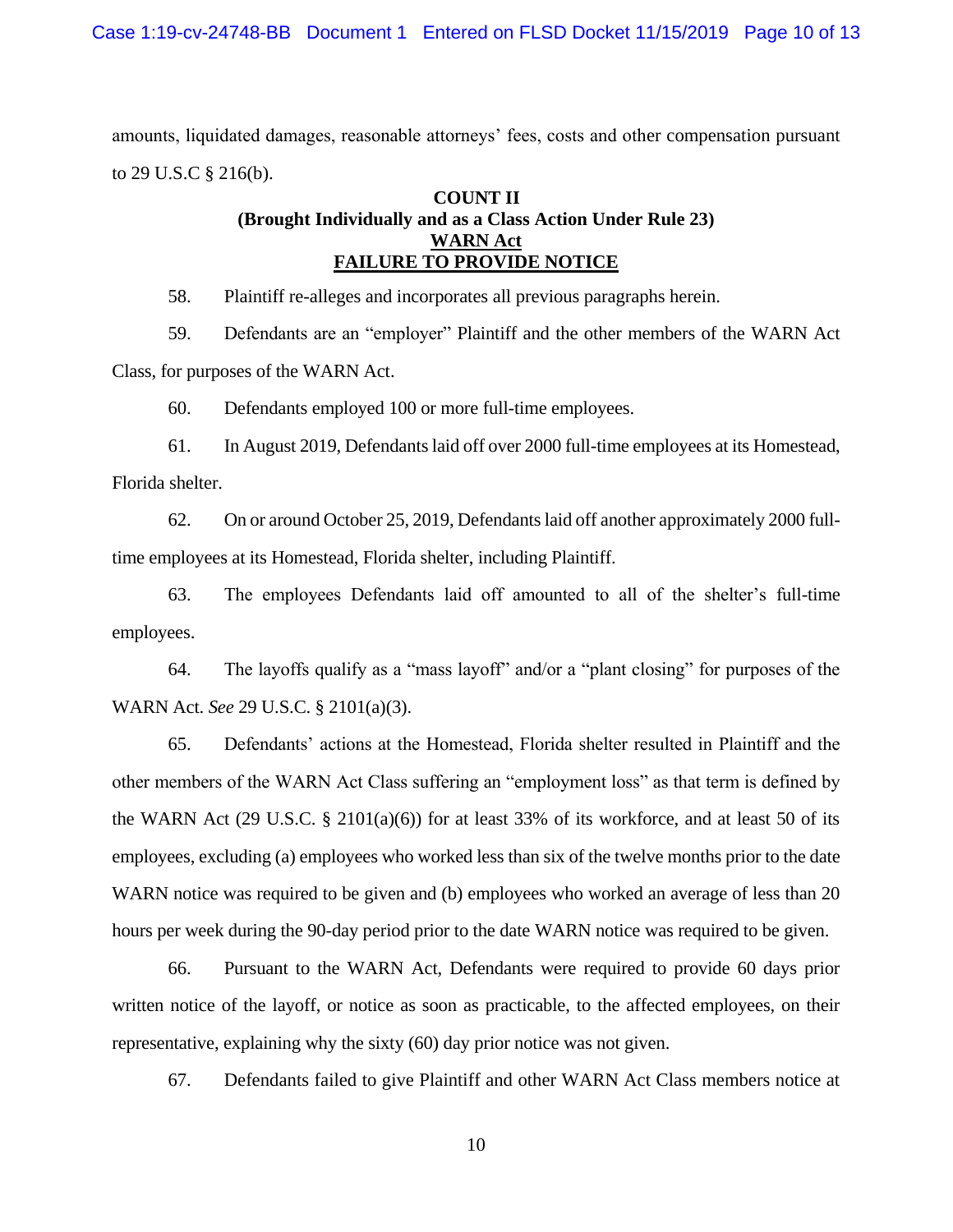amounts, liquidated damages, reasonable attorneys' fees, costs and other compensation pursuant to 29 U.S.C § 216(b).

**COUNT II**
**(Brought Individually and as a Class Action Under Rule 23)**
**WARN Act**
**FAILURE TO PROVIDE NOTICE**

58. Plaintiff re-alleges and incorporates all previous paragraphs herein.

59. Defendants are an "employer" Plaintiff and the other members of the WARN Act Class, for purposes of the WARN Act.

60. Defendants employed 100 or more full-time employees.

61. In August 2019, Defendants laid off over 2000 full-time employees at its Homestead, Florida shelter.

62. On or around October 25, 2019, Defendants laid off another approximately 2000 full-time employees at its Homestead, Florida shelter, including Plaintiff.

63. The employees Defendants laid off amounted to all of the shelter's full-time employees.

64. The layoffs qualify as a "mass layoff" and/or a "plant closing" for purposes of the WARN Act. *See* 29 U.S.C. § 2101(a)(3).

65. Defendants' actions at the Homestead, Florida shelter resulted in Plaintiff and the other members of the WARN Act Class suffering an "employment loss" as that term is defined by the WARN Act (29 U.S.C. § 2101(a)(6)) for at least 33% of its workforce, and at least 50 of its employees, excluding (a) employees who worked less than six of the twelve months prior to the date WARN notice was required to be given and (b) employees who worked an average of less than 20 hours per week during the 90-day period prior to the date WARN notice was required to be given.

66. Pursuant to the WARN Act, Defendants were required to provide 60 days prior written notice of the layoff, or notice as soon as practicable, to the affected employees, on their representative, explaining why the sixty (60) day prior notice was not given.

67. Defendants failed to give Plaintiff and other WARN Act Class members notice at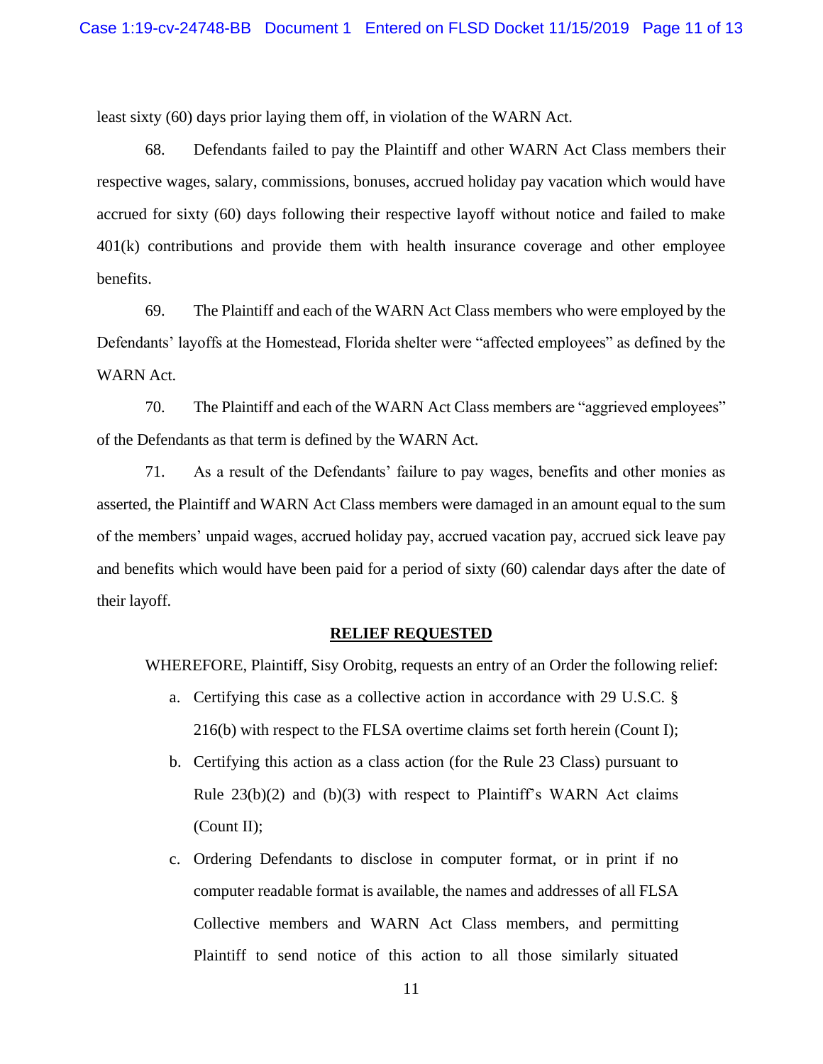least sixty (60) days prior laying them off, in violation of the WARN Act.

68. Defendants failed to pay the Plaintiff and other WARN Act Class members their respective wages, salary, commissions, bonuses, accrued holiday pay vacation which would have accrued for sixty (60) days following their respective layoff without notice and failed to make 401(k) contributions and provide them with health insurance coverage and other employee benefits.

69. The Plaintiff and each of the WARN Act Class members who were employed by the Defendants' layoffs at the Homestead, Florida shelter were "affected employees" as defined by the WARN Act.

70. The Plaintiff and each of the WARN Act Class members are "aggrieved employees" of the Defendants as that term is defined by the WARN Act.

71. As a result of the Defendants' failure to pay wages, benefits and other monies as asserted, the Plaintiff and WARN Act Class members were damaged in an amount equal to the sum of the members' unpaid wages, accrued holiday pay, accrued vacation pay, accrued sick leave pay and benefits which would have been paid for a period of sixty (60) calendar days after the date of their layoff.

## RELIEF REQUESTED

WHEREFORE, Plaintiff, Sisy Orobitg, requests an entry of an Order the following relief:

a. Certifying this case as a collective action in accordance with 29 U.S.C. § 216(b) with respect to the FLSA overtime claims set forth herein (Count I);

b. Certifying this action as a class action (for the Rule 23 Class) pursuant to Rule 23(b)(2) and (b)(3) with respect to Plaintiff's WARN Act claims (Count II);

c. Ordering Defendants to disclose in computer format, or in print if no computer readable format is available, the names and addresses of all FLSA Collective members and WARN Act Class members, and permitting Plaintiff to send notice of this action to all those similarly situated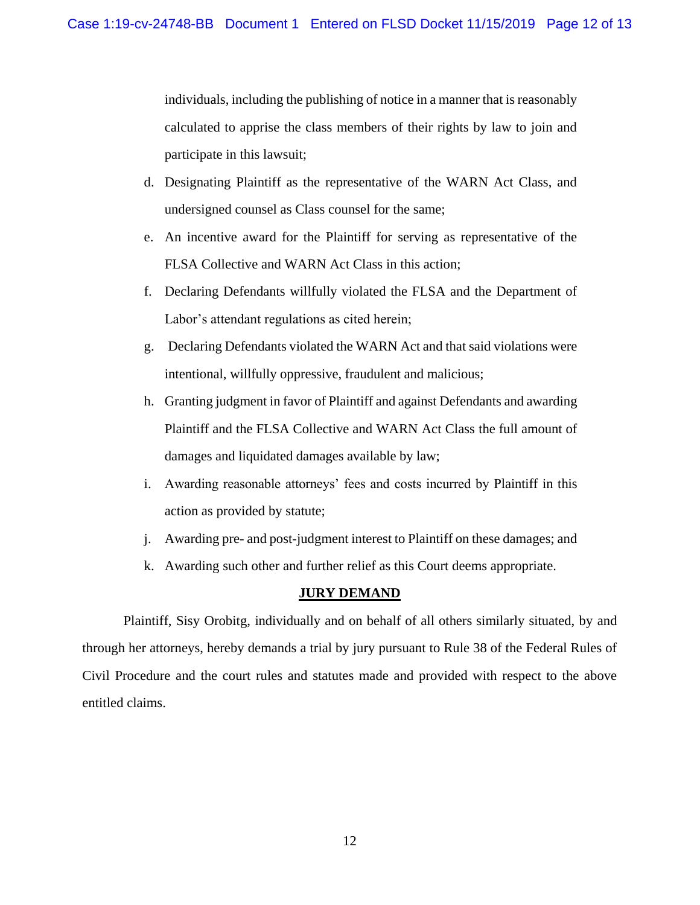individuals, including the publishing of notice in a manner that is reasonably calculated to apprise the class members of their rights by law to join and participate in this lawsuit;

d. Designating Plaintiff as the representative of the WARN Act Class, and undersigned counsel as Class counsel for the same;

e. An incentive award for the Plaintiff for serving as representative of the FLSA Collective and WARN Act Class in this action;

f. Declaring Defendants willfully violated the FLSA and the Department of Labor's attendant regulations as cited herein;

g. Declaring Defendants violated the WARN Act and that said violations were intentional, willfully oppressive, fraudulent and malicious;

h. Granting judgment in favor of Plaintiff and against Defendants and awarding Plaintiff and the FLSA Collective and WARN Act Class the full amount of damages and liquidated damages available by law;

i. Awarding reasonable attorneys' fees and costs incurred by Plaintiff in this action as provided by statute;

j. Awarding pre- and post-judgment interest to Plaintiff on these damages; and

k. Awarding such other and further relief as this Court deems appropriate.

## JURY DEMAND

Plaintiff, Sisy Orobitg, individually and on behalf of all others similarly situated, by and through her attorneys, hereby demands a trial by jury pursuant to Rule 38 of the Federal Rules of Civil Procedure and the court rules and statutes made and provided with respect to the above entitled claims.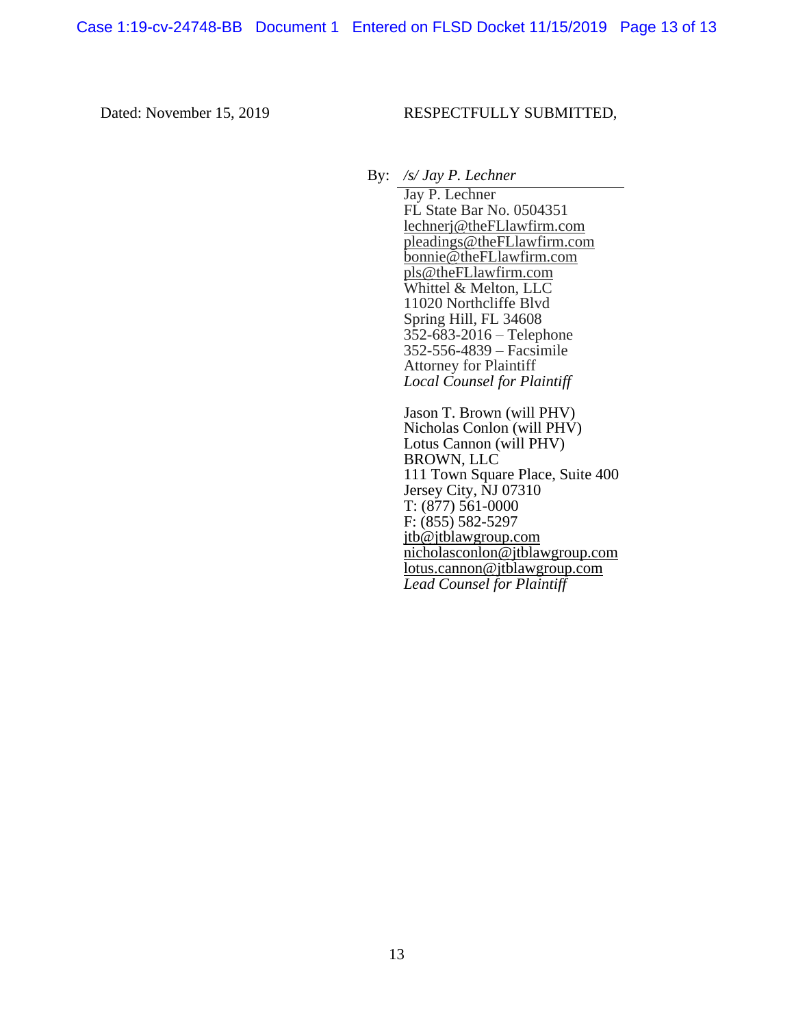Dated: November 15, 2019

RESPECTFULLY SUBMITTED,

By: */s/ Jay P. Lechner*

Jay P. Lechner
FL State Bar No. 0504351
lechnerj@theFLlawfirm.com
pleadings@theFLlawfirm.com
bonnie@theFLlawfirm.com
pls@theFLlawfirm.com
Whittel & Melton, LLC
11020 Northcliffe Blvd
Spring Hill, FL 34608
352-683-2016 – Telephone
352-556-4839 – Facsimile
Attorney for Plaintiff
*Local Counsel for Plaintiff*

Jason T. Brown (will PHV)
Nicholas Conlon (will PHV)
Lotus Cannon (will PHV)
BROWN, LLC
111 Town Square Place, Suite 400
Jersey City, NJ 07310
T: (877) 561-0000
F: (855) 582-5297
jtb@jtblawgroup.com
nicholasconlon@jtblawgroup.com
lotus.cannon@jtblawgroup.com
*Lead Counsel for Plaintiff*